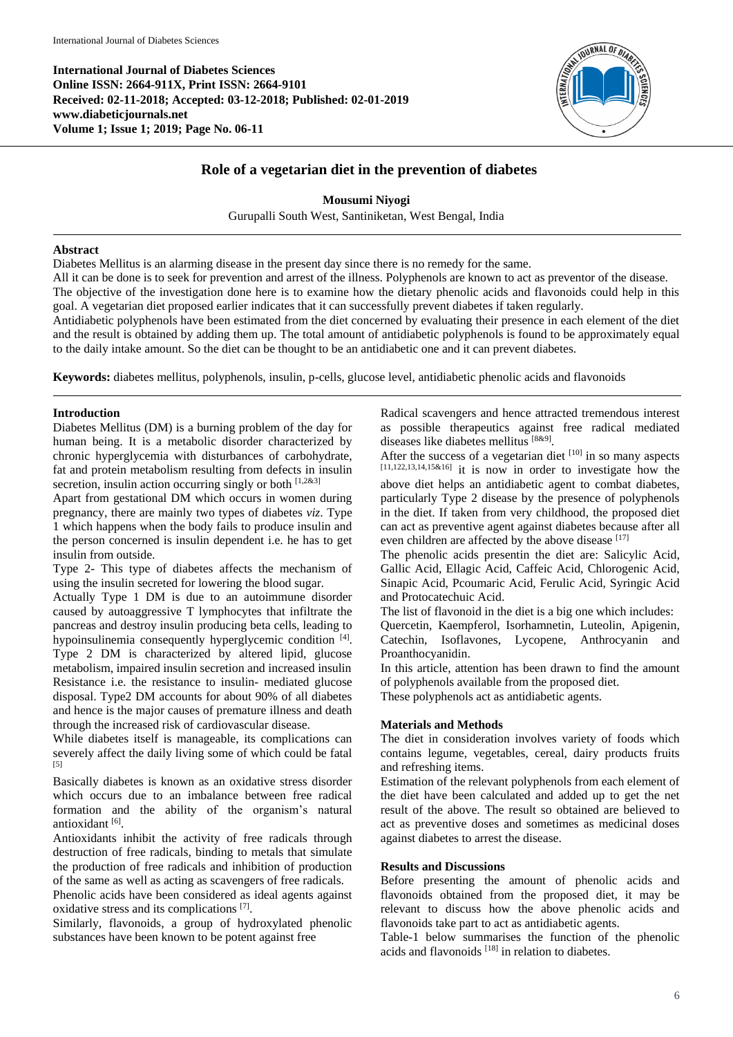International Journal of Diabetes Sciences
Online ISSN: 2664-911X, Print ISSN: 2664-9101
Received: 02-11-2018; Accepted: 03-12-2018; Published: 02-01-2019
www.diabeticjournals.net
Volume 1; Issue 1; 2019; Page No. 06-11

# Role of a vegetarian diet in the prevention of diabetes

**Mousumi Niyogi**

Gurupalli South West, Santiniketan, West Bengal, India

## Abstract

Diabetes Mellitus is an alarming disease in the present day since there is no remedy for the same.

All it can be done is to seek for prevention and arrest of the illness. Polyphenols are known to act as preventor of the disease. The objective of the investigation done here is to examine how the dietary phenolic acids and flavonoids could help in this goal. A vegetarian diet proposed earlier indicates that it can successfully prevent diabetes if taken regularly.

Antidiabetic polyphenols have been estimated from the diet concerned by evaluating their presence in each element of the diet and the result is obtained by adding them up. The total amount of antidiabetic polyphenols is found to be approximately equal to the daily intake amount. So the diet can be thought to be an antidiabetic one and it can prevent diabetes.

**Keywords:** diabetes mellitus, polyphenols, insulin, p-cells, glucose level, antidiabetic phenolic acids and flavonoids

## Introduction

Diabetes Mellitus (DM) is a burning problem of the day for human being. It is a metabolic disorder characterized by chronic hyperglycemia with disturbances of carbohydrate, fat and protein metabolism resulting from defects in insulin secretion, insulin action occurring singly or both [1,2&3]

Apart from gestational DM which occurs in women during pregnancy, there are mainly two types of diabetes *viz*. Type 1 which happens when the body fails to produce insulin and the person concerned is insulin dependent i.e. he has to get insulin from outside.

Type 2- This type of diabetes affects the mechanism of using the insulin secreted for lowering the blood sugar.

Actually Type 1 DM is due to an autoimmune disorder caused by autoaggressive T lymphocytes that infiltrate the pancreas and destroy insulin producing beta cells, leading to hypoinsulinemia consequently hyperglycemic condition [4]. Type 2 DM is characterized by altered lipid, glucose metabolism, impaired insulin secretion and increased insulin Resistance i.e. the resistance to insulin- mediated glucose disposal. Type2 DM accounts for about 90% of all diabetes and hence is the major causes of premature illness and death through the increased risk of cardiovascular disease.

While diabetes itself is manageable, its complications can severely affect the daily living some of which could be fatal [5]

Basically diabetes is known as an oxidative stress disorder which occurs due to an imbalance between free radical formation and the ability of the organism's natural antioxidant [6].

Antioxidants inhibit the activity of free radicals through destruction of free radicals, binding to metals that simulate the production of free radicals and inhibition of production of the same as well as acting as scavengers of free radicals.

Phenolic acids have been considered as ideal agents against oxidative stress and its complications [7].

Similarly, flavonoids, a group of hydroxylated phenolic substances have been known to be potent against free Radical scavengers and hence attracted tremendous interest as possible therapeutics against free radical mediated diseases like diabetes mellitus [8&9].

After the success of a vegetarian diet [10] in so many aspects [11,122,13,14,15&16] it is now in order to investigate how the above diet helps an antidiabetic agent to combat diabetes, particularly Type 2 disease by the presence of polyphenols in the diet. If taken from very childhood, the proposed diet can act as preventive agent against diabetes because after all even children are affected by the above disease [17]

The phenolic acids presentin the diet are: Salicylic Acid, Gallic Acid, Ellagic Acid, Caffeic Acid, Chlorogenic Acid, Sinapic Acid, Pcoumaric Acid, Ferulic Acid, Syringic Acid and Protocatechuic Acid.

The list of flavonoid in the diet is a big one which includes: Quercetin, Kaempferol, Isorhamnetin, Luteolin, Apigenin, Catechin, Isoflavones, Lycopene, Anthrocyanin and Proanthocyanidin.

In this article, attention has been drawn to find the amount of polyphenols available from the proposed diet.

These polyphenols act as antidiabetic agents.

## Materials and Methods

The diet in consideration involves variety of foods which contains legume, vegetables, cereal, dairy products fruits and refreshing items.

Estimation of the relevant polyphenols from each element of the diet have been calculated and added up to get the net result of the above. The result so obtained are believed to act as preventive doses and sometimes as medicinal doses against diabetes to arrest the disease.

## Results and Discussions

Before presenting the amount of phenolic acids and flavonoids obtained from the proposed diet, it may be relevant to discuss how the above phenolic acids and flavonoids take part to act as antidiabetic agents.

Table-1 below summarises the function of the phenolic acids and flavonoids [18] in relation to diabetes.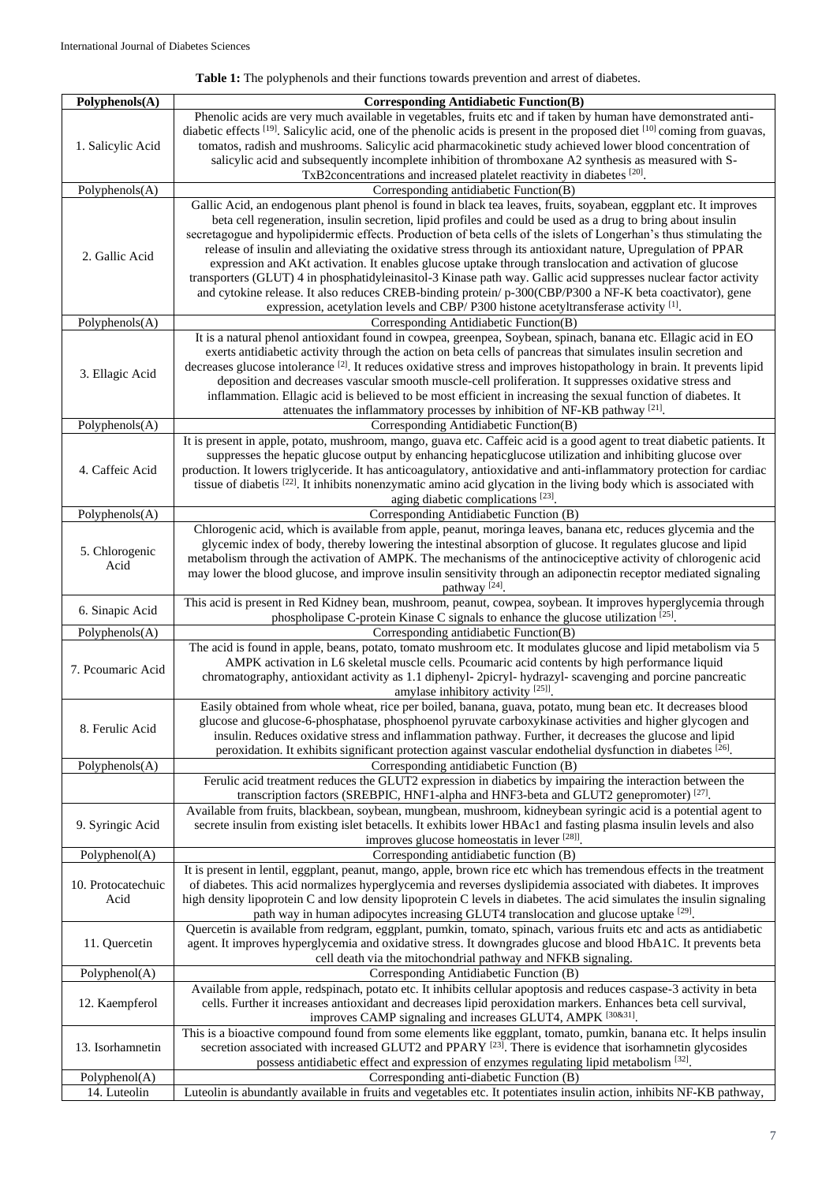**Table 1:** The polyphenols and their functions towards prevention and arrest of diabetes.

| Polyphenols(A) | Corresponding Antidiabetic Function(B) |
|---|---|
| 1. Salicylic Acid | Phenolic acids are very much available in vegetables, fruits etc and if taken by human have demonstrated anti-diabetic effects [19]. Salicylic acid, one of the phenolic acids is present in the proposed diet [10] coming from guavas, tomatos, radish and mushrooms. Salicylic acid pharmacokinetic study achieved lower blood concentration of salicylic acid and subsequently incomplete inhibition of thromboxane A2 synthesis as measured with S-TxB2concentrations and increased platelet reactivity in diabetes [20]. |
| Polyphenols(A) | Corresponding antidiabetic Function(B) |
| 2. Gallic Acid | Gallic Acid, an endogenous plant phenol is found in black tea leaves, fruits, soyabean, eggplant etc. It improves beta cell regeneration, insulin secretion, lipid profiles and could be used as a drug to bring about insulin secretagogue and hypolipidermic effects. Production of beta cells of the islets of Longerhan's thus stimulating the release of insulin and alleviating the oxidative stress through its antioxidant nature, Upregulation of PPAR expression and AKt activation. It enables glucose uptake through translocation and activation of glucose transporters (GLUT) 4 in phosphatidyleinasitol-3 Kinase path way. Gallic acid suppresses nuclear factor activity and cytokine release. It also reduces CREB-binding protein/ p-300(CBP/P300 a NF-K beta coactivator), gene expression, acetylation levels and CBP/ P300 histone acetyltransferase activity [1]. |
| Polyphenols(A) | Corresponding Antidiabetic Function(B) |
| 3. Ellagic Acid | It is a natural phenol antioxidant found in cowpea, greenpea, Soybean, spinach, banana etc. Ellagic acid in EO exerts antidiabetic activity through the action on beta cells of pancreas that simulates insulin secretion and decreases glucose intolerance [2]. It reduces oxidative stress and improves histopathology in brain. It prevents lipid deposition and decreases vascular smooth muscle-cell proliferation. It suppresses oxidative stress and inflammation. Ellagic acid is believed to be most efficient in increasing the sexual function of diabetes. It attenuates the inflammatory processes by inhibition of NF-KB pathway [21]. |
| Polyphenols(A) | Corresponding Antidiabetic Function(B) |
| 4. Caffeic Acid | It is present in apple, potato, mushroom, mango, guava etc. Caffeic acid is a good agent to treat diabetic patients. It suppresses the hepatic glucose output by enhancing hepaticglucose utilization and inhibiting glucose over production. It lowers triglyceride. It has anticoagulatory, antioxidative and anti-inflammatory protection for cardiac tissue of diabetis [22]. It inhibits nonenzymatic amino acid glycation in the living body which is associated with aging diabetic complications [23]. |
| Polyphenols(A) | Corresponding Antidiabetic Function (B) |
| 5. Chlorogenic Acid | Chlorogenic acid, which is available from apple, peanut, moringa leaves, banana etc, reduces glycemia and the glycemic index of body, thereby lowering the intestinal absorption of glucose. It regulates glucose and lipid metabolism through the activation of AMPK. The mechanisms of the antinociceptive activity of chlorogenic acid may lower the blood glucose, and improve insulin sensitivity through an adiponectin receptor mediated signaling pathway [24]. |
| 6. Sinapic Acid | This acid is present in Red Kidney bean, mushroom, peanut, cowpea, soybean. It improves hyperglycemia through phospholipase C-protein Kinase C signals to enhance the glucose utilization [25]. |
| Polyphenols(A) | Corresponding antidiabetic Function(B) |
| 7. Pcoumaric Acid | The acid is found in apple, beans, potato, tomato mushroom etc. It modulates glucose and lipid metabolism via 5 AMPK activation in L6 skeletal muscle cells. Pcoumaric acid contents by high performance liquid chromatography, antioxidant activity as 1.1 diphenyl- 2picryl- hydrazyl- scavenging and porcine pancreatic amylase inhibitory activity [25]]. |
| 8. Ferulic Acid | Easily obtained from whole wheat, rice per boiled, banana, guava, potato, mung bean etc. It decreases blood glucose and glucose-6-phosphatase, phosphoenol pyruvate carboxykinase activities and higher glycogen and insulin. Reduces oxidative stress and inflammation pathway. Further, it decreases the glucose and lipid peroxidation. It exhibits significant protection against vascular endothelial dysfunction in diabetes [26]. |
| Polyphenols(A) | Corresponding antidiabetic Function (B) |
| | Ferulic acid treatment reduces the GLUT2 expression in diabetics by impairing the interaction between the transcription factors (SREBPIC, HNF1-alpha and HNF3-beta and GLUT2 genepromoter) [27]. |
| 9. Syringic Acid | Available from fruits, blackbean, soybean, mungbean, mushroom, kidneybean syringic acid is a potential agent to secrete insulin from existing islet betacells. It exhibits lower HBAc1 and fasting plasma insulin levels and also improves glucose homeostatis in lever [28]]. |
| Polyphenol(A) | Corresponding antidiabetic function (B) |
| 10. Protocatechuic Acid | It is present in lentil, eggplant, peanut, mango, apple, brown rice etc which has tremendous effects in the treatment of diabetes. This acid normalizes hyperglycemia and reverses dyslipidemia associated with diabetes. It improves high density lipoprotein C and low density lipoprotein C levels in diabetes. The acid simulates the insulin signaling path way in human adipocytes increasing GLUT4 translocation and glucose uptake [29]. |
| 11. Quercetin | Quercetin is available from redgram, eggplant, pumkin, tomato, spinach, various fruits etc and acts as antidiabetic agent. It improves hyperglycemia and oxidative stress. It downgrades glucose and blood HbA1C. It prevents beta cell death via the mitochondrial pathway and NFKB signaling. |
| Polyphenol(A) | Corresponding Antidiabetic Function (B) |
| 12. Kaempferol | Available from apple, redspinach, potato etc. It inhibits cellular apoptosis and reduces caspase-3 activity in beta cells. Further it increases antioxidant and decreases lipid peroxidation markers. Enhances beta cell survival, improves CAMP signaling and increases GLUT4, AMPK [30&31]. |
| 13. Isorhamnetin | This is a bioactive compound found from some elements like eggplant, tomato, pumkin, banana etc. It helps insulin secretion associated with increased GLUT2 and PPARY [23]. There is evidence that isorhamnetin glycosides possess antidiabetic effect and expression of enzymes regulating lipid metabolism [32]. |
| Polyphenol(A) | Corresponding anti-diabetic Function (B) |
| 14. Luteolin | Luteolin is abundantly available in fruits and vegetables etc. It potentiates insulin action, inhibits NF-KB pathway, |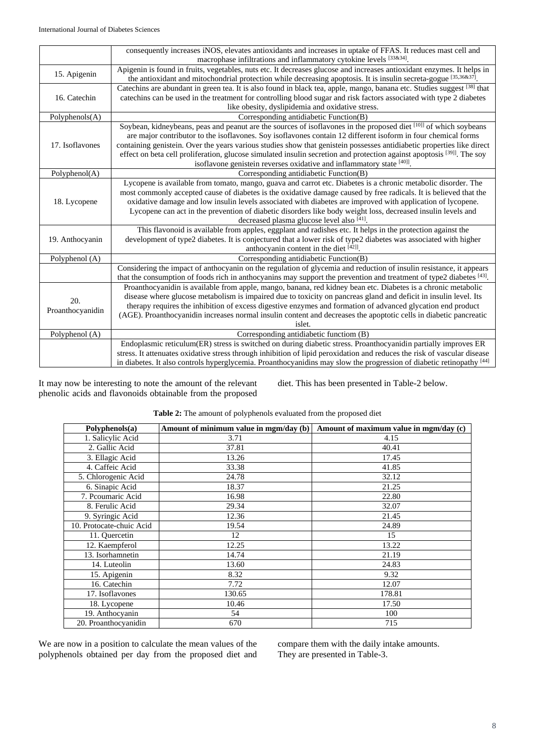| | |
|---|---|
| | consequently increases iNOS, elevates antioxidants and increases in uptake of FFAS. It reduces mast cell and macrophage infiltrations and inflammatory cytokine levels [33&34]. |
| 15. Apigenin | Apigenin is found in fruits, vegetables, nuts etc. It decreases glucose and increases antioxidant enzymes. It helps in the antioxidant and mitochondrial protection while decreasing apoptosis. It is insulin secreta-gogue [35,36&37]. |
| 16. Catechin | Catechins are abundant in green tea. It is also found in black tea, apple, mango, banana etc. Studies suggest [38] that catechins can be used in the treatment for controlling blood sugar and risk factors associated with type 2 diabetes like obesity, dyslipidemia and oxidative stress. |
| Polyphenols(A) | Corresponding antidiabetic Function(B) |
| 17. Isoflavones | Soybean, kidneybeans, peas and peanut are the sources of isoflavones in the proposed diet [10]] of which soybeans are major contributor to the isoflavones. Soy isoflavones contain 12 different isoform in four chemical forms containing genistein. Over the years various studies show that genistein possesses antidiabetic properties like direct effect on beta cell proliferation, glucose simulated insulin secretion and protection against apoptosis [39]]. The soy isoflavone genistein reverses oxidative and inflammatory state [40]]. |
| Polyphenol(A) | Corresponding antidiabetic Function(B) |
| 18. Lycopene | Lycopene is available from tomato, mango, guava and carrot etc. Diabetes is a chronic metabolic disorder. The most commonly accepted cause of diabetes is the oxidative damage caused by free radicals. It is believed that the oxidative damage and low insulin levels associated with diabetes are improved with application of lycopene. Lycopene can act in the prevention of diabetic disorders like body weight loss, decreased insulin levels and decreased plasma glucose level also [41]. |
| 19. Anthocyanin | This flavonoid is available from apples, eggplant and radishes etc. It helps in the protection against the development of type2 diabetes. It is conjectured that a lower risk of type2 diabetes was associated with higher anthocyanin content in the diet [42]]. |
| Polyphenol (A) | Corresponding antidiabetic Function(B) |
| | Considering the impact of anthocyanin on the regulation of glycemia and reduction of insulin resistance, it appears that the consumption of foods rich in anthocyanins may support the prevention and treatment of type2 diabetes [43]. |
| 20. Proanthocyanidin | Proanthocyanidin is available from apple, mango, banana, red kidney bean etc. Diabetes is a chronic metabolic disease where glucose metabolism is impaired due to toxicity on pancreas gland and deficit in insulin level. Its therapy requires the inhibition of excess digestive enzymes and formation of advanced glycation end product (AGE). Proanthocyanidin increases normal insulin content and decreases the apoptotic cells in diabetic pancreatic islet. |
| Polyphenol (A) | Corresponding antidiabetic functiom (B) |
| | Endoplasmic reticulum(ER) stress is switched on during diabetic stress. Proanthocyanidin partially improves ER stress. It attenuates oxidative stress through inhibition of lipid peroxidation and reduces the risk of vascular disease in diabetes. It also controls hyperglycemia. Proanthocyanidins may slow the progression of diabetic retinopathy [44] |

It may now be interesting to note the amount of the relevant phenolic acids and flavonoids obtainable from the proposed diet. This has been presented in Table-2 below.

**Table 2:** The amount of polyphenols evaluated from the proposed diet

| Polyphenols(a) | Amount of minimum value in mgm/day (b) | Amount of maximum value in mgm/day (c) |
|---|---|---|
| 1. Salicylic Acid | 3.71 | 4.15 |
| 2. Gallic Acid | 37.81 | 40.41 |
| 3. Ellagic Acid | 13.26 | 17.45 |
| 4. Caffeic Acid | 33.38 | 41.85 |
| 5. Chlorogenic Acid | 24.78 | 32.12 |
| 6. Sinapic Acid | 18.37 | 21.25 |
| 7. Pcoumaric Acid | 16.98 | 22.80 |
| 8. Ferulic Acid | 29.34 | 32.07 |
| 9. Syringic Acid | 12.36 | 21.45 |
| 10. Protocate-chuic Acid | 19.54 | 24.89 |
| 11. Quercetin | 12 | 15 |
| 12. Kaempferol | 12.25 | 13.22 |
| 13. Isorhamnetin | 14.74 | 21.19 |
| 14. Luteolin | 13.60 | 24.83 |
| 15. Apigenin | 8.32 | 9.32 |
| 16. Catechin | 7.72 | 12.07 |
| 17. Isoflavones | 130.65 | 178.81 |
| 18. Lycopene | 10.46 | 17.50 |
| 19. Anthocyanin | 54 | 100 |
| 20. Proanthocyanidin | 670 | 715 |

We are now in a position to calculate the mean values of the polyphenols obtained per day from the proposed diet and compare them with the daily intake amounts. They are presented in Table-3.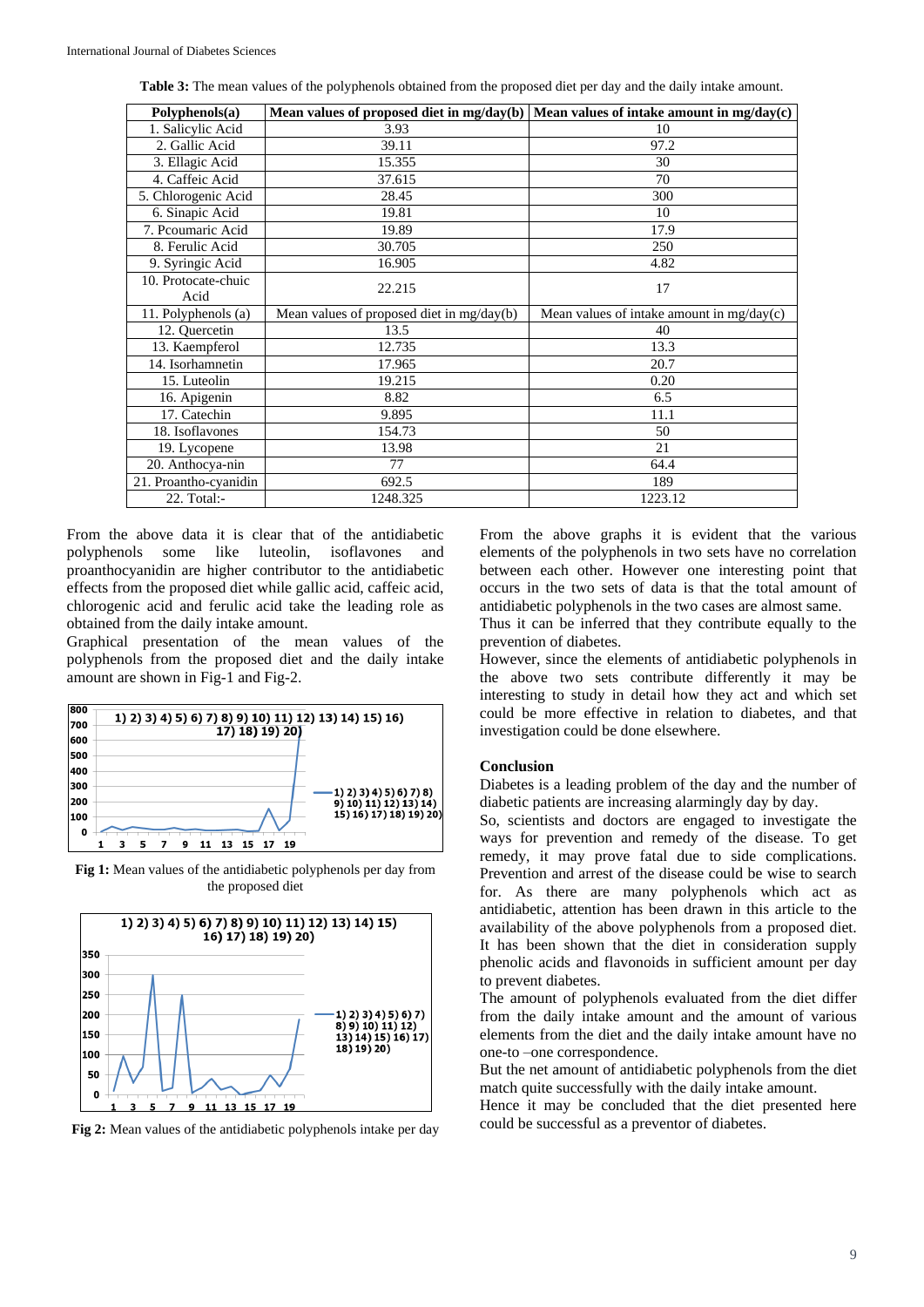**Table 3:** The mean values of the polyphenols obtained from the proposed diet per day and the daily intake amount.

| Polyphenols(a) | Mean values of proposed diet in mg/day(b) | Mean values of intake amount in mg/day(c) |
|---|---|---|
| 1. Salicylic Acid | 3.93 | 10 |
| 2. Gallic Acid | 39.11 | 97.2 |
| 3. Ellagic Acid | 15.355 | 30 |
| 4. Caffeic Acid | 37.615 | 70 |
| 5. Chlorogenic Acid | 28.45 | 300 |
| 6. Sinapic Acid | 19.81 | 10 |
| 7. Pcoumaric Acid | 19.89 | 17.9 |
| 8. Ferulic Acid | 30.705 | 250 |
| 9. Syringic Acid | 16.905 | 4.82 |
| 10. Protocate-chuic Acid | 22.215 | 17 |
| 11. Polyphenols (a) | Mean values of proposed diet in mg/day(b) | Mean values of intake amount in mg/day(c) |
| 12. Quercetin | 13.5 | 40 |
| 13. Kaempferol | 12.735 | 13.3 |
| 14. Isorhamnetin | 17.965 | 20.7 |
| 15. Luteolin | 19.215 | 0.20 |
| 16. Apigenin | 8.82 | 6.5 |
| 17. Catechin | 9.895 | 11.1 |
| 18. Isoflavones | 154.73 | 50 |
| 19. Lycopene | 13.98 | 21 |
| 20. Anthocya-nin | 77 | 64.4 |
| 21. Proantho-cyanidin | 692.5 | 189 |
| 22. Total:- | 1248.325 | 1223.12 |

From the above data it is clear that of the antidiabetic polyphenols some like luteolin, isoflavones and proanthocyanidin are higher contributor to the antidiabetic effects from the proposed diet while gallic acid, caffeic acid, chlorogenic acid and ferulic acid take the leading role as obtained from the daily intake amount.

Graphical presentation of the mean values of the polyphenols from the proposed diet and the daily intake amount are shown in Fig-1 and Fig-2.

**Fig 1:** Mean values of the antidiabetic polyphenols per day from the proposed diet

**Fig 2:** Mean values of the antidiabetic polyphenols intake per day

From the above graphs it is evident that the various elements of the polyphenols in two sets have no correlation between each other. However one interesting point that occurs in the two sets of data is that the total amount of antidiabetic polyphenols in the two cases are almost same.

Thus it can be inferred that they contribute equally to the prevention of diabetes.

However, since the elements of antidiabetic polyphenols in the above two sets contribute differently it may be interesting to study in detail how they act and which set could be more effective in relation to diabetes, and that investigation could be done elsewhere.

## Conclusion

Diabetes is a leading problem of the day and the number of diabetic patients are increasing alarmingly day by day.

So, scientists and doctors are engaged to investigate the ways for prevention and remedy of the disease. To get remedy, it may prove fatal due to side complications. Prevention and arrest of the disease could be wise to search for. As there are many polyphenols which act as antidiabetic, attention has been drawn in this article to the availability of the above polyphenols from a proposed diet. It has been shown that the diet in consideration supply phenolic acids and flavonoids in sufficient amount per day to prevent diabetes.

The amount of polyphenols evaluated from the diet differ from the daily intake amount and the amount of various elements from the diet and the daily intake amount have no one-to –one correspondence.

But the net amount of antidiabetic polyphenols from the diet match quite successfully with the daily intake amount.

Hence it may be concluded that the diet presented here could be successful as a preventor of diabetes.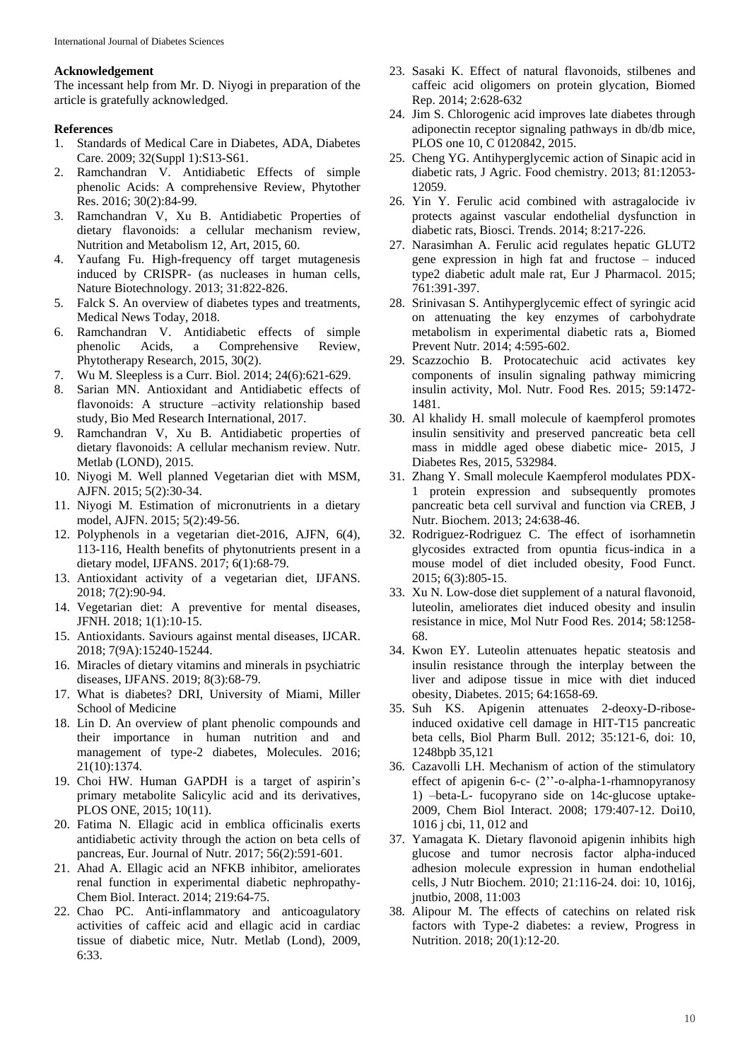### Acknowledgement

The incessant help from Mr. D. Niyogi in preparation of the article is gratefully acknowledged.

### References

1. Standards of Medical Care in Diabetes, ADA, Diabetes Care. 2009; 32(Suppl 1):S13-S61.
2. Ramchandran V. Antidiabetic Effects of simple phenolic Acids: A comprehensive Review, Phytother Res. 2016; 30(2):84-99.
3. Ramchandran V, Xu B. Antidiabetic Properties of dietary flavonoids: a cellular mechanism review, Nutrition and Metabolism 12, Art, 2015, 60.
4. Yaufang Fu. High-frequency off target mutagenesis induced by CRISPR- (as nucleases in human cells, Nature Biotechnology. 2013; 31:822-826.
5. Falck S. An overview of diabetes types and treatments, Medical News Today, 2018.
6. Ramchandran V. Antidiabetic effects of simple phenolic Acids, a Comprehensive Review, Phytotherapy Research, 2015, 30(2).
7. Wu M. Sleepless is a Curr. Biol. 2014; 24(6):621-629.
8. Sarian MN. Antioxidant and Antidiabetic effects of flavonoids: A structure –activity relationship based study, Bio Med Research International, 2017.
9. Ramchandran V, Xu B. Antidiabetic properties of dietary flavonoids: A cellular mechanism review. Nutr. Metlab (LOND), 2015.
10. Niyogi M. Well planned Vegetarian diet with MSM, AJFN. 2015; 5(2):30-34.
11. Niyogi M. Estimation of micronutrients in a dietary model, AJFN. 2015; 5(2):49-56.
12. Polyphenols in a vegetarian diet-2016, AJFN, 6(4), 113-116, Health benefits of phytonutrients present in a dietary model, IJFANS. 2017; 6(1):68-79.
13. Antioxidant activity of a vegetarian diet, IJFANS. 2018; 7(2):90-94.
14. Vegetarian diet: A preventive for mental diseases, JFNH. 2018; 1(1):10-15.
15. Antioxidants. Saviours against mental diseases, IJCAR. 2018; 7(9A):15240-15244.
16. Miracles of dietary vitamins and minerals in psychiatric diseases, IJFANS. 2019; 8(3):68-79.
17. What is diabetes? DRI, University of Miami, Miller School of Medicine
18. Lin D. An overview of plant phenolic compounds and their importance in human nutrition and management of type-2 diabetes, Molecules. 2016; 21(10):1374.
19. Choi HW. Human GAPDH is a target of aspirin's primary metabolite Salicylic acid and its derivatives, PLOS ONE, 2015; 10(11).
20. Fatima N. Ellagic acid in emblica officinalis exerts antidiabetic activity through the action on beta cells of pancreas, Eur. Journal of Nutr. 2017; 56(2):591-601.
21. Ahad A. Ellagic acid an NFKB inhibitor, ameliorates renal function in experimental diabetic nephropathy- Chem Biol. Interact. 2014; 219:64-75.
22. Chao PC. Anti-inflammatory and anticoagulatory activities of caffeic acid and ellagic acid in cardiac tissue of diabetic mice, Nutr. Metlab (Lond), 2009, 6:33.
23. Sasaki K. Effect of natural flavonoids, stilbenes and caffeic acid oligomers on protein glycation, Biomed Rep. 2014; 2:628-632
24. Jim S. Chlorogenic acid improves late diabetes through adiponectin receptor signaling pathways in db/db mice, PLOS one 10, C 0120842, 2015.
25. Cheng YG. Antihyperglycemic action of Sinapic acid in diabetic rats, J Agric. Food chemistry. 2013; 81:12053-12059.
26. Yin Y. Ferulic acid combined with astragalocide iv protects against vascular endothelial dysfunction in diabetic rats, Biosci. Trends. 2014; 8:217-226.
27. Narasimhan A. Ferulic acid regulates hepatic GLUT2 gene expression in high fat and fructose – induced type2 diabetic adult male rat, Eur J Pharmacol. 2015; 761:391-397.
28. Srinivasan S. Antihyperglycemic effect of syringic acid on attenuating the key enzymes of carbohydrate metabolism in experimental diabetic rats a, Biomed Prevent Nutr. 2014; 4:595-602.
29. Scazzochio B. Protocatechuic acid activates key components of insulin signaling pathway mimicring insulin activity, Mol. Nutr. Food Res. 2015; 59:1472-1481.
30. Al khalidy H. small molecule of kaempferol promotes insulin sensitivity and preserved pancreatic beta cell mass in middle aged obese diabetic mice- 2015, J Diabetes Res, 2015, 532984.
31. Zhang Y. Small molecule Kaempferol modulates PDX-1 protein expression and subsequently promotes pancreatic beta cell survival and function via CREB, J Nutr. Biochem. 2013; 24:638-46.
32. Rodriguez-Rodriguez C. The effect of isorhamnetin glycosides extracted from opuntia ficus-indica in a mouse model of diet included obesity, Food Funct. 2015; 6(3):805-15.
33. Xu N. Low-dose diet supplement of a natural flavonoid, luteolin, ameliorates diet induced obesity and insulin resistance in mice, Mol Nutr Food Res. 2014; 58:1258-68.
34. Kwon EY. Luteolin attenuates hepatic steatosis and insulin resistance through the interplay between the liver and adipose tissue in mice with diet induced obesity, Diabetes. 2015; 64:1658-69.
35. Suh KS. Apigenin attenuates 2-deoxy-D-ribose-induced oxidative cell damage in HIT-T15 pancreatic beta cells, Biol Pharm Bull. 2012; 35:121-6, doi: 10, 1248bpb 35,121
36. Cazavolli LH. Mechanism of action of the stimulatory effect of apigenin 6-c- (2''-o-alpha-1-rhamnopyranosy 1) –beta-L- fucopyrano side on 14c-glucose uptake-2009, Chem Biol Interact. 2008; 179:407-12. Doi10, 1016 j cbi, 11, 012 and
37. Yamagata K. Dietary flavonoid apigenin inhibits high glucose and tumor necrosis factor alpha-induced adhesion molecule expression in human endothelial cells, J Nutr Biochem. 2010; 21:116-24. doi: 10, 1016j, jnutbio, 2008, 11:003
38. Alipour M. The effects of catechins on related risk factors with Type-2 diabetes: a review, Progress in Nutrition. 2018; 20(1):12-20.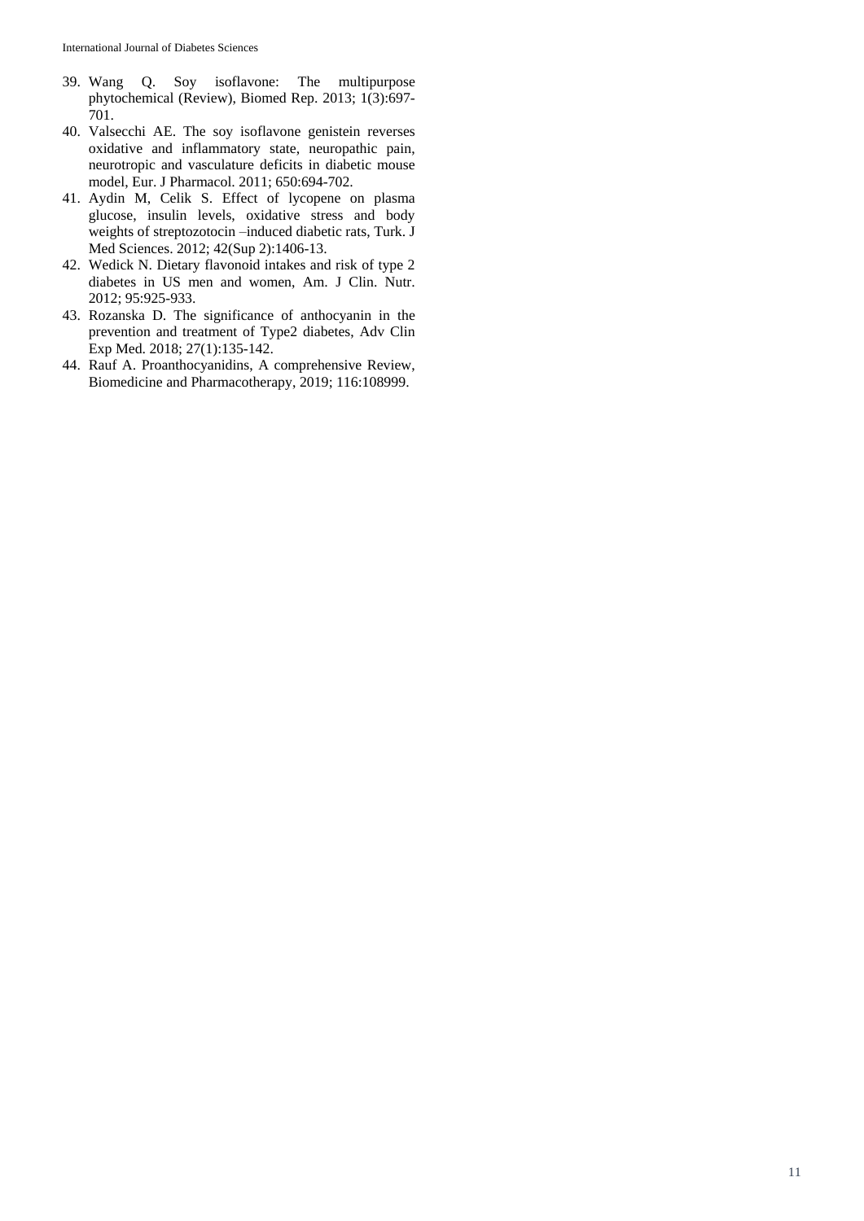39. Wang Q. Soy isoflavone: The multipurpose phytochemical (Review), Biomed Rep. 2013; 1(3):697-701.
40. Valsecchi AE. The soy isoflavone genistein reverses oxidative and inflammatory state, neuropathic pain, neurotropic and vasculature deficits in diabetic mouse model, Eur. J Pharmacol. 2011; 650:694-702.
41. Aydin M, Celik S. Effect of lycopene on plasma glucose, insulin levels, oxidative stress and body weights of streptozotocin –induced diabetic rats, Turk. J Med Sciences. 2012; 42(Sup 2):1406-13.
42. Wedick N. Dietary flavonoid intakes and risk of type 2 diabetes in US men and women, Am. J Clin. Nutr. 2012; 95:925-933.
43. Rozanska D. The significance of anthocyanin in the prevention and treatment of Type2 diabetes, Adv Clin Exp Med. 2018; 27(1):135-142.
44. Rauf A. Proanthocyanidins, A comprehensive Review, Biomedicine and Pharmacotherapy, 2019; 116:108999.